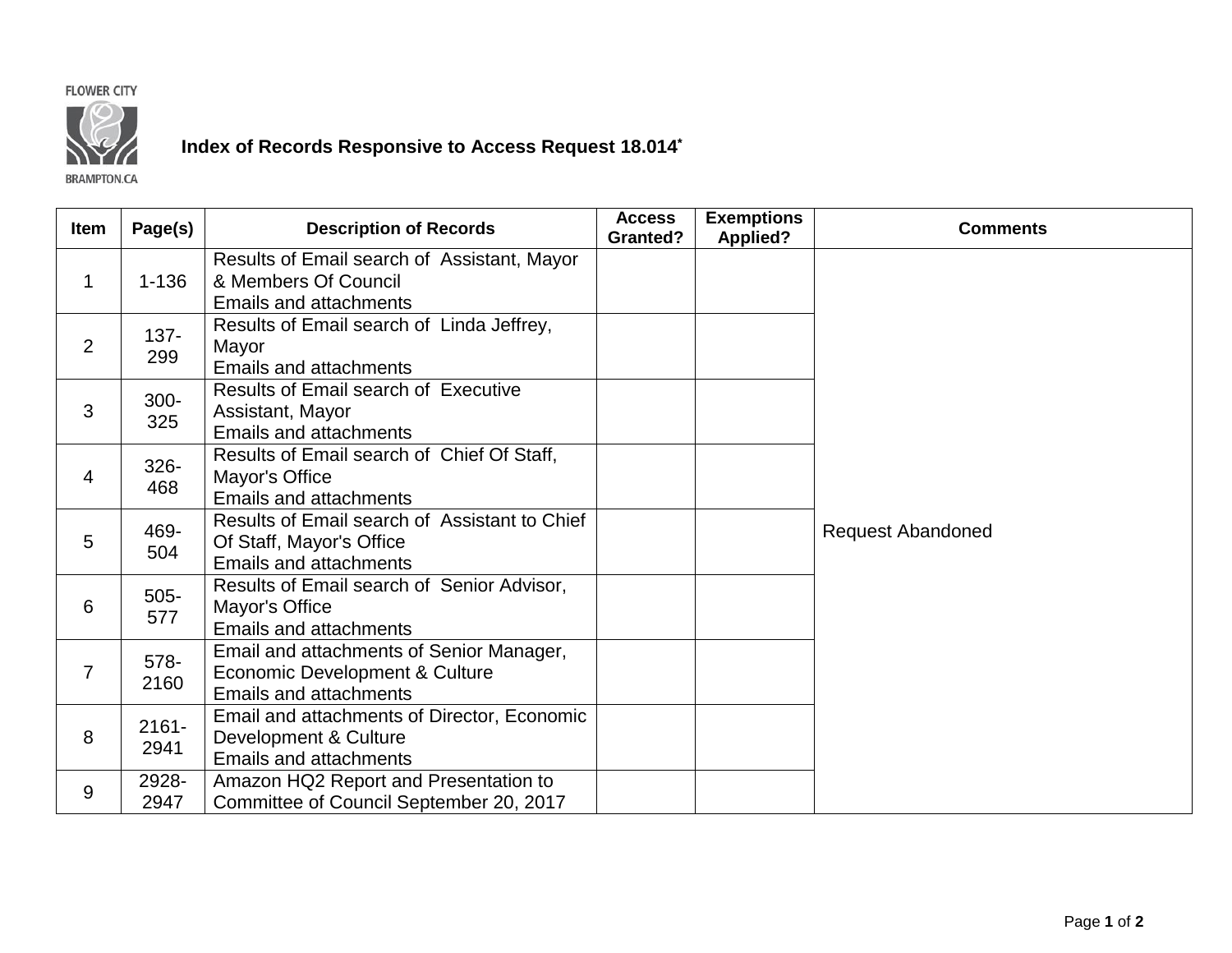FLOWER CITY

BRAMPTON.CA

# Index of Records Responsive to Access Request 18.014*

| Item | Page(s) | Description of Records | Access Granted? | Exemptions Applied? | Comments |
|---|---|---|---|---|---|
| 1 | 1-136 | Results of Email search of Assistant, Mayor & Members Of Council Emails and attachments | | | Request Abandoned |
| 2 | 137-299 | Results of Email search of Linda Jeffrey, Mayor Emails and attachments | | | |
| 3 | 300-325 | Results of Email search of Executive Assistant, Mayor Emails and attachments | | | |
| 4 | 326-468 | Results of Email search of Chief Of Staff, Mayor's Office Emails and attachments | | | |
| 5 | 469-504 | Results of Email search of Assistant to Chief Of Staff, Mayor's Office Emails and attachments | | | |
| 6 | 505-577 | Results of Email search of Senior Advisor, Mayor's Office Emails and attachments | | | |
| 7 | 578-2160 | Email and attachments of Senior Manager, Economic Development & Culture Emails and attachments | | | |
| 8 | 2161-2941 | Email and attachments of Director, Economic Development & Culture Emails and attachments | | | |
| 9 | 2928-2947 | Amazon HQ2 Report and Presentation to Committee of Council September 20, 2017 | | | |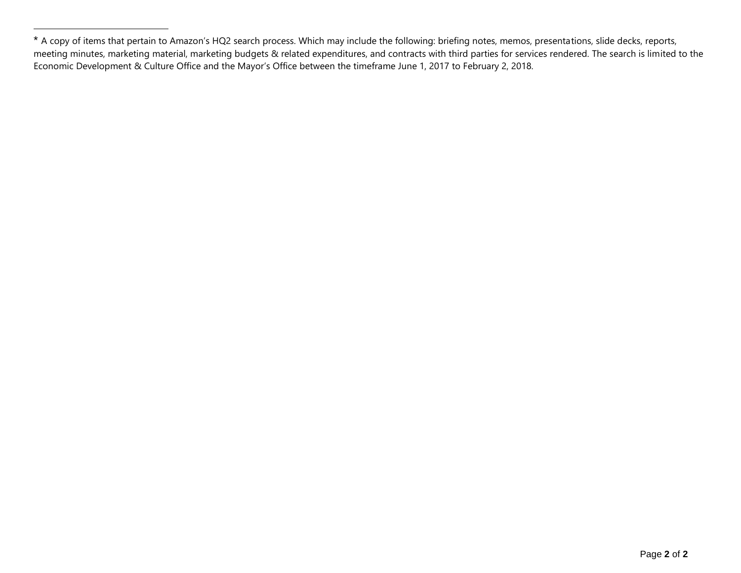* A copy of items that pertain to Amazon's HQ2 search process. Which may include the following: briefing notes, memos, presentations, slide decks, reports, meeting minutes, marketing material, marketing budgets & related expenditures, and contracts with third parties for services rendered. The search is limited to the Economic Development & Culture Office and the Mayor's Office between the timeframe June 1, 2017 to February 2, 2018.